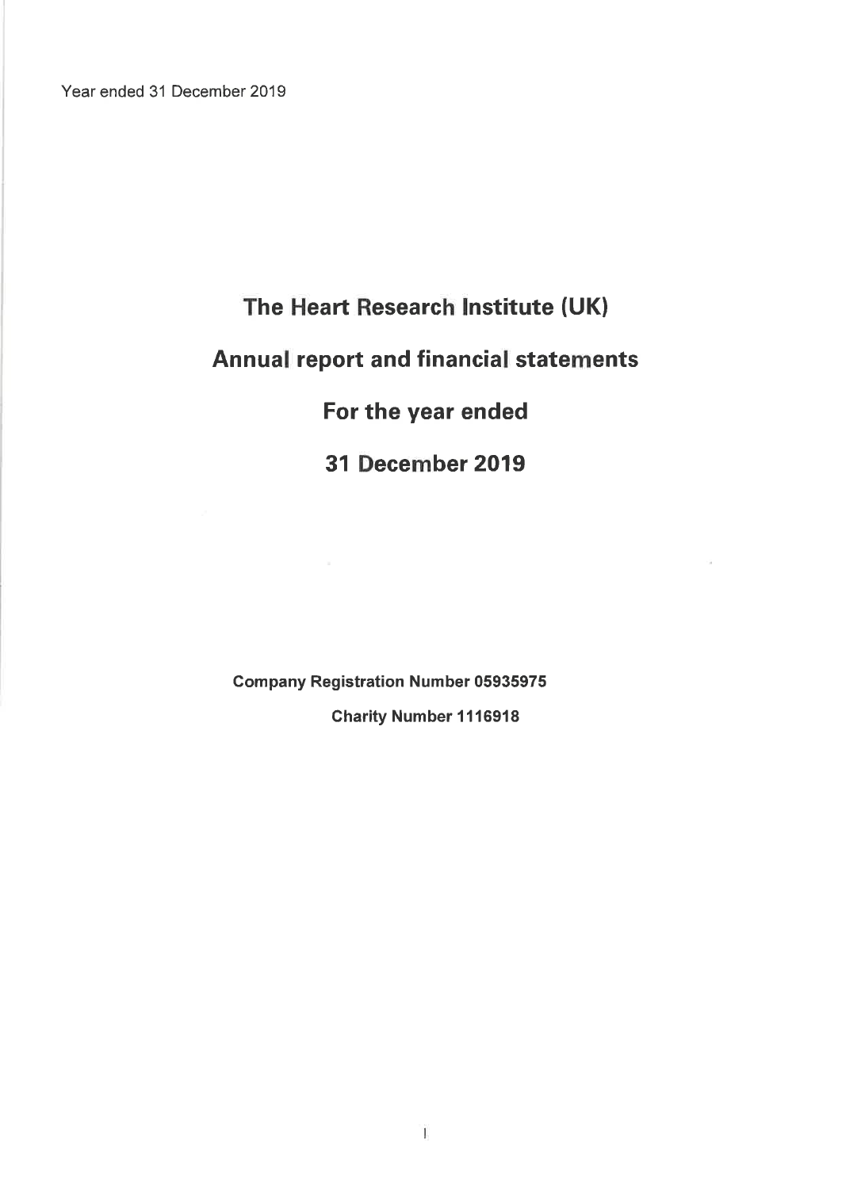Year ended 31 December 2019

# The Heart Research Institute (UK)

# Annual report and financial statements

# For the year ended

# 31 December 2019

**Company Registration Number 05935975**

**Charity Number 1116918**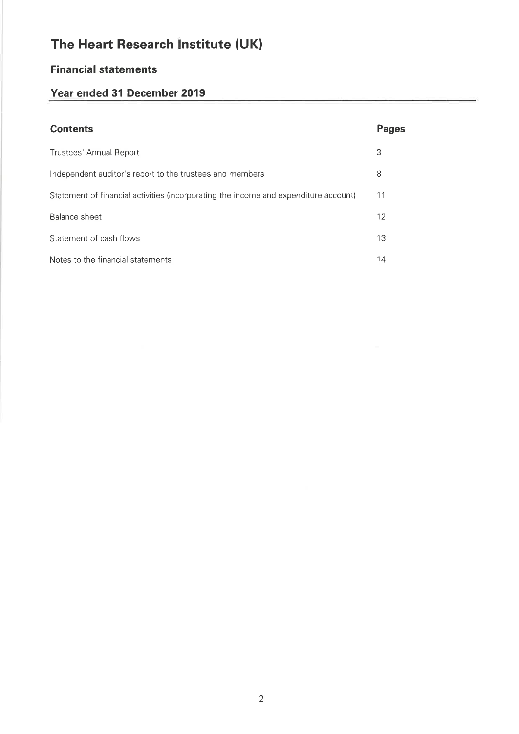# The Heart Research Institute (UK)

## Financial statements

## Year ended 31 December 2019

| Contents | Pages |
| --- | --- |
| Trustees' Annual Report | 3 |
| Independent auditor's report to the trustees and members | 8 |
| Statement of financial activities (incorporating the income and expenditure account) | 11 |
| Balance sheet | 12 |
| Statement of cash flows | 13 |
| Notes to the financial statements | 14 |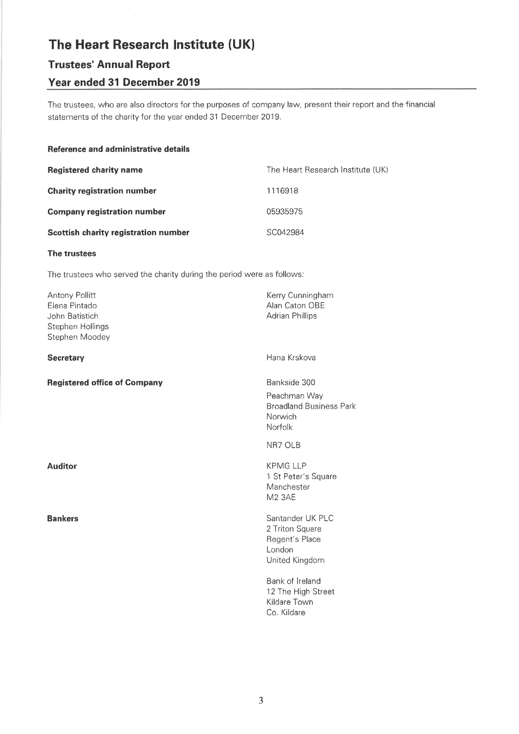# The Heart Research Institute (UK)

## Trustees' Annual Report

## Year ended 31 December 2019

The trustees, who are also directors for the purposes of company law, present their report and the financial statements of the charity for the year ended 31 December 2019.

### Reference and administrative details

| | |
|---|---|
| **Registered charity name** | The Heart Research Institute (UK) |
| **Charity registration number** | 1116918 |
| **Company registration number** | 05935975 |
| **Scottish charity registration number** | SC042984 |

### The trustees

The trustees who served the charity during the period were as follows:

Antony Pollitt
Elena Pintado
John Batistich
Stephen Hollings
Stephen Moodey
Kerry Cunningham
Alan Caton OBE
Adrian Phillips

| | |
|---|---|
| **Secretary** | Hana Krskova |
| **Registered office of Company** | Bankside 300<br>Peachman Way<br>Broadland Business Park<br>Norwich<br>Norfolk<br>NR7 OLB |
| **Auditor** | KPMG LLP<br>1 St Peter's Square<br>Manchester<br>M2 3AE |
| **Bankers** | Santander UK PLC<br>2 Triton Square<br>Regent's Place<br>London<br>United Kingdom<br><br>Bank of Ireland<br>12 The High Street<br>Kildare Town<br>Co. Kildare |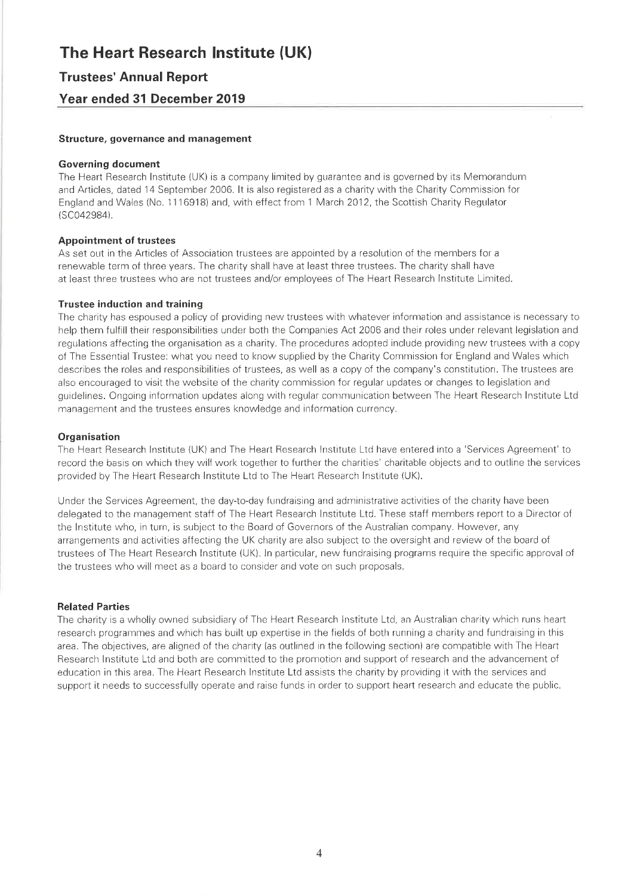# The Heart Research Institute (UK)

## Trustees' Annual Report

## Year ended 31 December 2019

**Structure, governance and management**

**Governing document**

The Heart Research Institute (UK) is a company limited by guarantee and is governed by its Memorandum and Articles, dated 14 September 2006. It is also registered as a charity with the Charity Commission for England and Wales (No. 1116918) and, with effect from 1 March 2012, the Scottish Charity Regulator (SC042984).

**Appointment of trustees**

As set out in the Articles of Association trustees are appointed by a resolution of the members for a renewable term of three years. The charity shall have at least three trustees. The charity shall have at least three trustees who are not trustees and/or employees of The Heart Research Institute Limited.

**Trustee induction and training**

The charity has espoused a policy of providing new trustees with whatever information and assistance is necessary to help them fulfill their responsibilities under both the Companies Act 2006 and their roles under relevant legislation and regulations affecting the organisation as a charity. The procedures adopted include providing new trustees with a copy of The Essential Trustee: what you need to know supplied by the Charity Commission for England and Wales which describes the roles and responsibilities of trustees, as well as a copy of the company's constitution. The trustees are also encouraged to visit the website of the charity commission for regular updates or changes to legislation and guidelines. Ongoing information updates along with regular communication between The Heart Research Institute Ltd management and the trustees ensures knowledge and information currency.

**Organisation**

The Heart Research Institute (UK) and The Heart Research Institute Ltd have entered into a 'Services Agreement' to record the basis on which they will work together to further the charities' charitable objects and to outline the services provided by The Heart Research Institute Ltd to The Heart Research Institute (UK).

Under the Services Agreement, the day-to-day fundraising and administrative activities of the charity have been delegated to the management staff of The Heart Research Institute Ltd. These staff members report to a Director of the Institute who, in turn, is subject to the Board of Governors of the Australian company. However, any arrangements and activities affecting the UK charity are also subject to the oversight and review of the board of trustees of The Heart Research Institute (UK). In particular, new fundraising programs require the specific approval of the trustees who will meet as a board to consider and vote on such proposals.

**Related Parties**

The charity is a wholly owned subsidiary of The Heart Research Institute Ltd, an Australian charity which runs heart research programmes and which has built up expertise in the fields of both running a charity and fundraising in this area. The objectives, are aligned of the charity (as outlined in the following section) are compatible with The Heart Research Institute Ltd and both are committed to the promotion and support of research and the advancement of education in this area. The Heart Research Institute Ltd assists the charity by providing it with the services and support it needs to successfully operate and raise funds in order to support heart research and educate the public.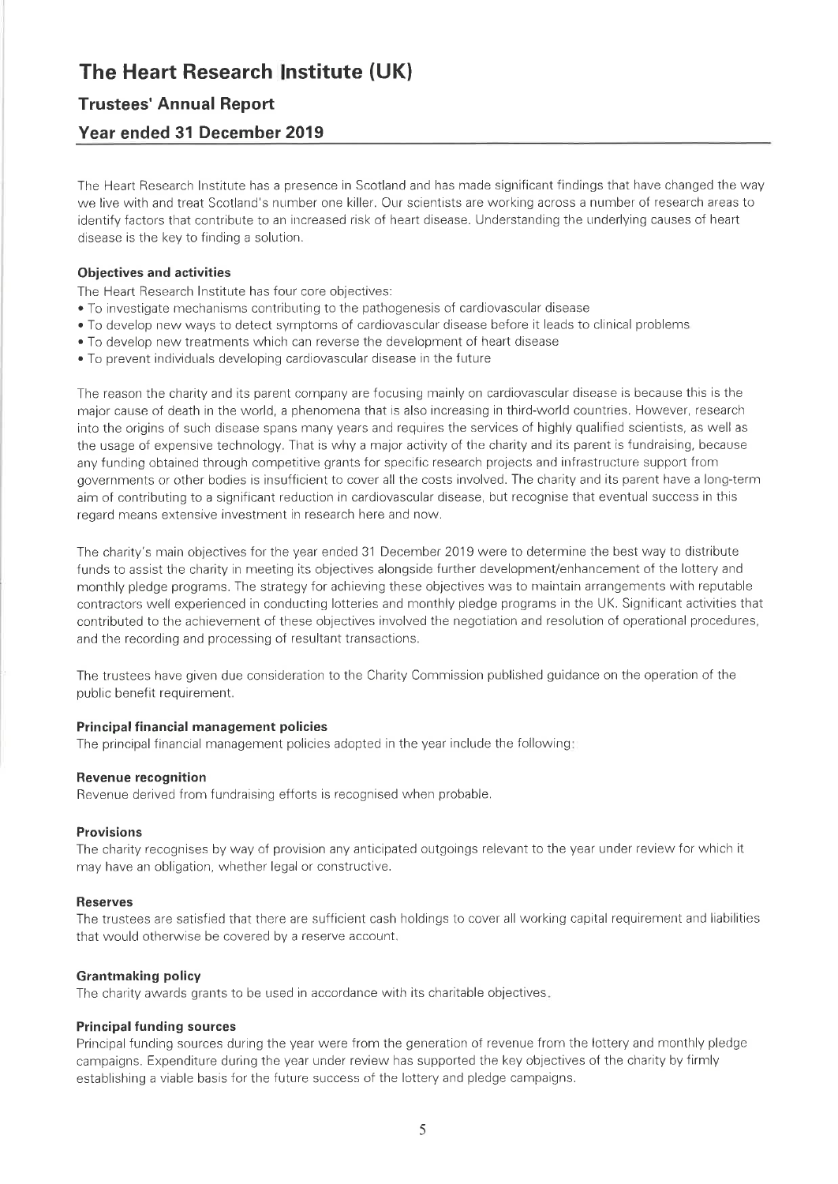# The Heart Research Institute (UK)

## Trustees' Annual Report

## Year ended 31 December 2019

The Heart Research Institute has a presence in Scotland and has made significant findings that have changed the way we live with and treat Scotland's number one killer. Our scientists are working across a number of research areas to identify factors that contribute to an increased risk of heart disease. Understanding the underlying causes of heart disease is the key to finding a solution.

**Objectives and activities**

The Heart Research Institute has four core objectives:

- To investigate mechanisms contributing to the pathogenesis of cardiovascular disease
- To develop new ways to detect symptoms of cardiovascular disease before it leads to clinical problems
- To develop new treatments which can reverse the development of heart disease
- To prevent individuals developing cardiovascular disease in the future

The reason the charity and its parent company are focusing mainly on cardiovascular disease is because this is the major cause of death in the world, a phenomena that is also increasing in third-world countries. However, research into the origins of such disease spans many years and requires the services of highly qualified scientists, as well as the usage of expensive technology. That is why a major activity of the charity and its parent is fundraising, because any funding obtained through competitive grants for specific research projects and infrastructure support from governments or other bodies is insufficient to cover all the costs involved. The charity and its parent have a long-term aim of contributing to a significant reduction in cardiovascular disease, but recognise that eventual success in this regard means extensive investment in research here and now.

The charity's main objectives for the year ended 31 December 2019 were to determine the best way to distribute funds to assist the charity in meeting its objectives alongside further development/enhancement of the lottery and monthly pledge programs. The strategy for achieving these objectives was to maintain arrangements with reputable contractors well experienced in conducting lotteries and monthly pledge programs in the UK. Significant activities that contributed to the achievement of these objectives involved the negotiation and resolution of operational procedures, and the recording and processing of resultant transactions.

The trustees have given due consideration to the Charity Commission published guidance on the operation of the public benefit requirement.

**Principal financial management policies**

The principal financial management policies adopted in the year include the following:

**Revenue recognition**

Revenue derived from fundraising efforts is recognised when probable.

**Provisions**

The charity recognises by way of provision any anticipated outgoings relevant to the year under review for which it may have an obligation, whether legal or constructive.

**Reserves**

The trustees are satisfied that there are sufficient cash holdings to cover all working capital requirement and liabilities that would otherwise be covered by a reserve account.

**Grantmaking policy**

The charity awards grants to be used in accordance with its charitable objectives.

**Principal funding sources**

Principal funding sources during the year were from the generation of revenue from the lottery and monthly pledge campaigns. Expenditure during the year under review has supported the key objectives of the charity by firmly establishing a viable basis for the future success of the lottery and pledge campaigns.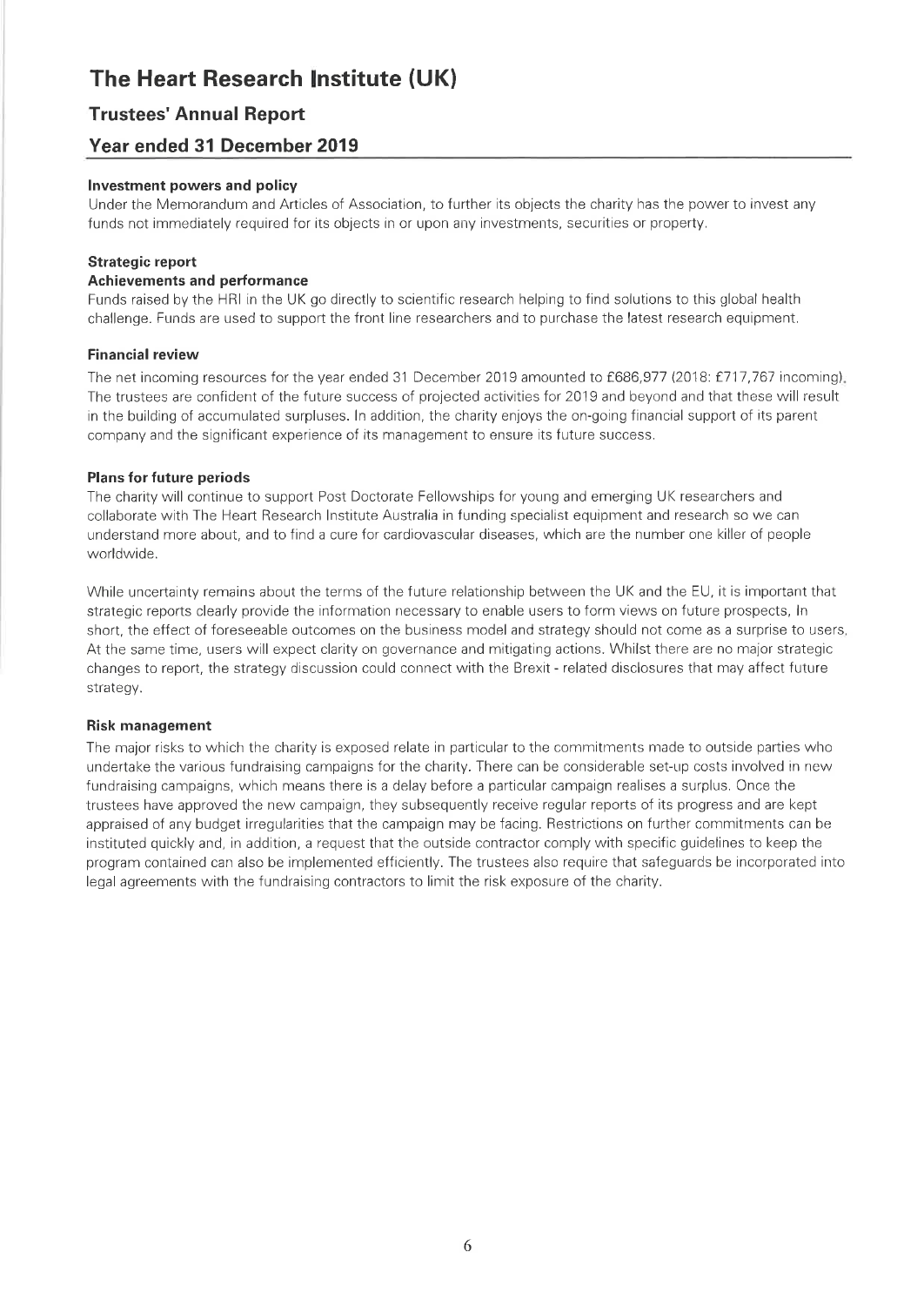# The Heart Research Institute (UK)

## Trustees' Annual Report

## Year ended 31 December 2019

### Investment powers and policy

Under the Memorandum and Articles of Association, to further its objects the charity has the power to invest any funds not immediately required for its objects in or upon any investments, securities or property.

### Strategic report

#### Achievements and performance

Funds raised by the HRI in the UK go directly to scientific research helping to find solutions to this global health challenge. Funds are used to support the front line researchers and to purchase the latest research equipment.

### Financial review

The net incoming resources for the year ended 31 December 2019 amounted to £686,977 (2018: £717,767 incoming). The trustees are confident of the future success of projected activities for 2019 and beyond and that these will result in the building of accumulated surpluses. In addition, the charity enjoys the on-going financial support of its parent company and the significant experience of its management to ensure its future success.

### Plans for future periods

The charity will continue to support Post Doctorate Fellowships for young and emerging UK researchers and collaborate with The Heart Research Institute Australia in funding specialist equipment and research so we can understand more about, and to find a cure for cardiovascular diseases, which are the number one killer of people worldwide.

While uncertainty remains about the terms of the future relationship between the UK and the EU, it is important that strategic reports clearly provide the information necessary to enable users to form views on future prospects, In short, the effect of foreseeable outcomes on the business model and strategy should not come as a surprise to users. At the same time, users will expect clarity on governance and mitigating actions. Whilst there are no major strategic changes to report, the strategy discussion could connect with the Brexit - related disclosures that may affect future strategy.

### Risk management

The major risks to which the charity is exposed relate in particular to the commitments made to outside parties who undertake the various fundraising campaigns for the charity. There can be considerable set-up costs involved in new fundraising campaigns, which means there is a delay before a particular campaign realises a surplus. Once the trustees have approved the new campaign, they subsequently receive regular reports of its progress and are kept appraised of any budget irregularities that the campaign may be facing. Restrictions on further commitments can be instituted quickly and, in addition, a request that the outside contractor comply with specific guidelines to keep the program contained can also be implemented efficiently. The trustees also require that safeguards be incorporated into legal agreements with the fundraising contractors to limit the risk exposure of the charity.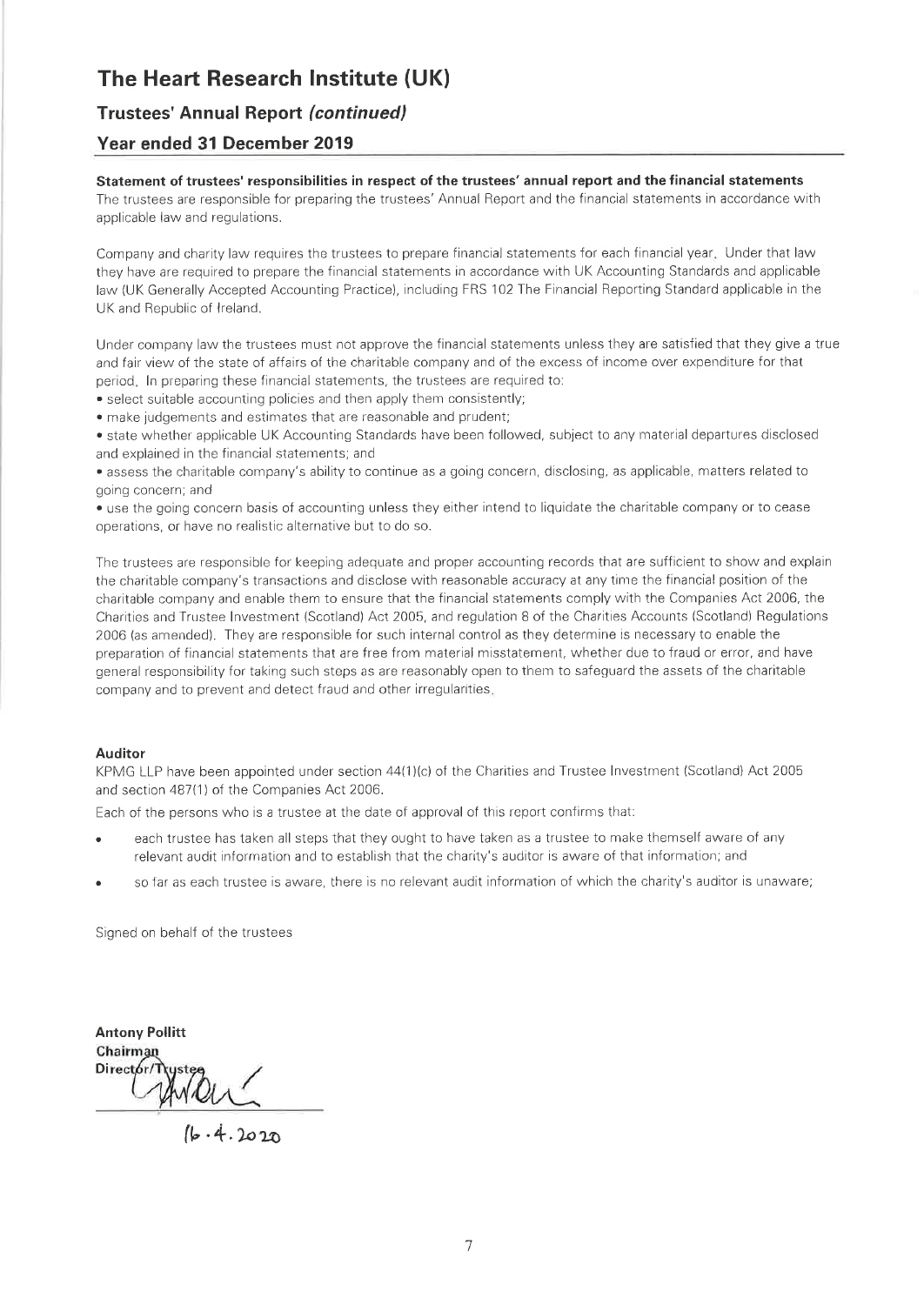# The Heart Research Institute (UK)

## Trustees' Annual Report *(continued)*

## Year ended 31 December 2019

**Statement of trustees' responsibilities in respect of the trustees' annual report and the financial statements**

The trustees are responsible for preparing the trustees' Annual Report and the financial statements in accordance with applicable law and regulations.

Company and charity law requires the trustees to prepare financial statements for each financial year. Under that law they have are required to prepare the financial statements in accordance with UK Accounting Standards and applicable law (UK Generally Accepted Accounting Practice), including FRS 102 The Financial Reporting Standard applicable in the UK and Republic of Ireland.

Under company law the trustees must not approve the financial statements unless they are satisfied that they give a true and fair view of the state of affairs of the charitable company and of the excess of income over expenditure for that period. In preparing these financial statements, the trustees are required to:

- select suitable accounting policies and then apply them consistently;
- make judgements and estimates that are reasonable and prudent;
- state whether applicable UK Accounting Standards have been followed, subject to any material departures disclosed and explained in the financial statements; and
- assess the charitable company's ability to continue as a going concern, disclosing, as applicable, matters related to going concern; and
- use the going concern basis of accounting unless they either intend to liquidate the charitable company or to cease operations, or have no realistic alternative but to do so.

The trustees are responsible for keeping adequate and proper accounting records that are sufficient to show and explain the charitable company's transactions and disclose with reasonable accuracy at any time the financial position of the charitable company and enable them to ensure that the financial statements comply with the Companies Act 2006, the Charities and Trustee Investment (Scotland) Act 2005, and regulation 8 of the Charities Accounts (Scotland) Regulations 2006 (as amended). They are responsible for such internal control as they determine is necessary to enable the preparation of financial statements that are free from material misstatement, whether due to fraud or error, and have general responsibility for taking such steps as are reasonably open to them to safeguard the assets of the charitable company and to prevent and detect fraud and other irregularities.

**Auditor**

KPMG LLP have been appointed under section 44(1)(c) of the Charities and Trustee Investment (Scotland) Act 2005 and section 487(1) of the Companies Act 2006.

Each of the persons who is a trustee at the date of approval of this report confirms that:

- each trustee has taken all steps that they ought to have taken as a trustee to make themself aware of any relevant audit information and to establish that the charity's auditor is aware of that information; and
- so far as each trustee is aware, there is no relevant audit information of which the charity's auditor is unaware;

Signed on behalf of the trustees

**Antony Pollitt**
**Chairman**
**Director/Trustee**

16.4.2020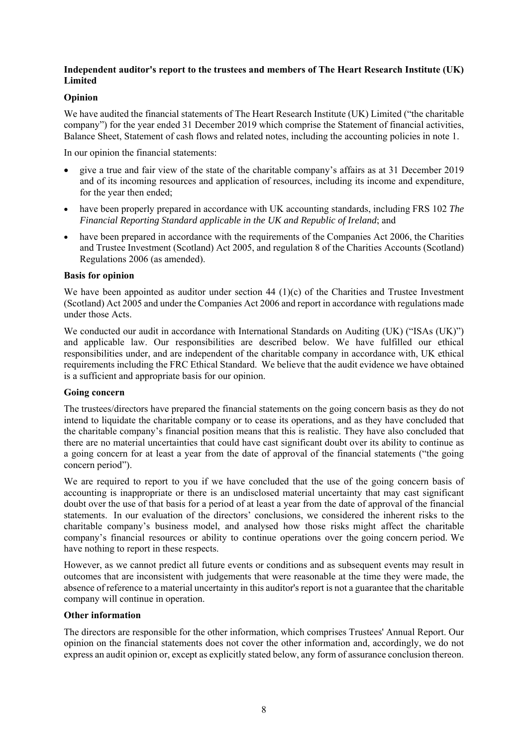### Independent auditor's report to the trustees and members of The Heart Research Institute (UK) Limited

### Opinion

We have audited the financial statements of The Heart Research Institute (UK) Limited ("the charitable company") for the year ended 31 December 2019 which comprise the Statement of financial activities, Balance Sheet, Statement of cash flows and related notes, including the accounting policies in note 1.

In our opinion the financial statements:

- give a true and fair view of the state of the charitable company's affairs as at 31 December 2019 and of its incoming resources and application of resources, including its income and expenditure, for the year then ended;
- have been properly prepared in accordance with UK accounting standards, including FRS 102 *The Financial Reporting Standard applicable in the UK and Republic of Ireland*; and
- have been prepared in accordance with the requirements of the Companies Act 2006, the Charities and Trustee Investment (Scotland) Act 2005, and regulation 8 of the Charities Accounts (Scotland) Regulations 2006 (as amended).

### Basis for opinion

We have been appointed as auditor under section 44 (1)(c) of the Charities and Trustee Investment (Scotland) Act 2005 and under the Companies Act 2006 and report in accordance with regulations made under those Acts.

We conducted our audit in accordance with International Standards on Auditing (UK) ("ISAs (UK)") and applicable law. Our responsibilities are described below. We have fulfilled our ethical responsibilities under, and are independent of the charitable company in accordance with, UK ethical requirements including the FRC Ethical Standard. We believe that the audit evidence we have obtained is a sufficient and appropriate basis for our opinion.

### Going concern

The trustees/directors have prepared the financial statements on the going concern basis as they do not intend to liquidate the charitable company or to cease its operations, and as they have concluded that the charitable company's financial position means that this is realistic. They have also concluded that there are no material uncertainties that could have cast significant doubt over its ability to continue as a going concern for at least a year from the date of approval of the financial statements ("the going concern period").

We are required to report to you if we have concluded that the use of the going concern basis of accounting is inappropriate or there is an undisclosed material uncertainty that may cast significant doubt over the use of that basis for a period of at least a year from the date of approval of the financial statements. In our evaluation of the directors' conclusions, we considered the inherent risks to the charitable company's business model, and analysed how those risks might affect the charitable company's financial resources or ability to continue operations over the going concern period. We have nothing to report in these respects.

However, as we cannot predict all future events or conditions and as subsequent events may result in outcomes that are inconsistent with judgements that were reasonable at the time they were made, the absence of reference to a material uncertainty in this auditor's report is not a guarantee that the charitable company will continue in operation.

### Other information

The directors are responsible for the other information, which comprises Trustees' Annual Report. Our opinion on the financial statements does not cover the other information and, accordingly, we do not express an audit opinion or, except as explicitly stated below, any form of assurance conclusion thereon.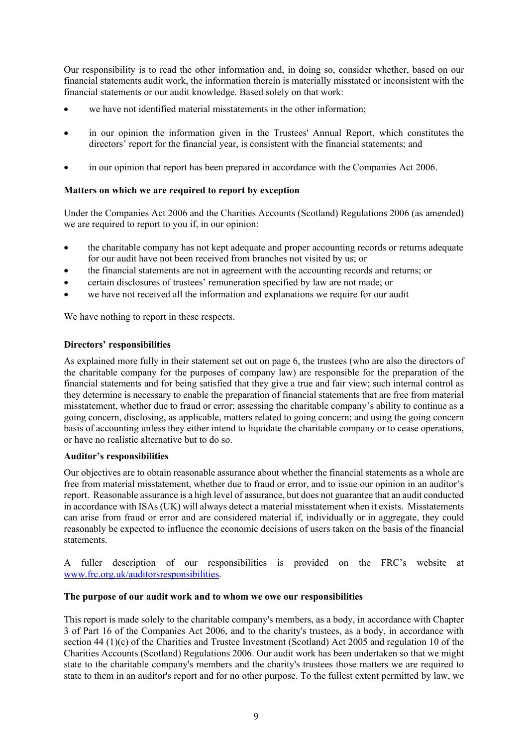Our responsibility is to read the other information and, in doing so, consider whether, based on our financial statements audit work, the information therein is materially misstated or inconsistent with the financial statements or our audit knowledge. Based solely on that work:

- we have not identified material misstatements in the other information;
- in our opinion the information given in the Trustees' Annual Report, which constitutes the directors' report for the financial year, is consistent with the financial statements; and
- in our opinion that report has been prepared in accordance with the Companies Act 2006.

**Matters on which we are required to report by exception**

Under the Companies Act 2006 and the Charities Accounts (Scotland) Regulations 2006 (as amended) we are required to report to you if, in our opinion:

- the charitable company has not kept adequate and proper accounting records or returns adequate for our audit have not been received from branches not visited by us; or
- the financial statements are not in agreement with the accounting records and returns; or
- certain disclosures of trustees' remuneration specified by law are not made; or
- we have not received all the information and explanations we require for our audit

We have nothing to report in these respects.

**Directors' responsibilities**

As explained more fully in their statement set out on page 6, the trustees (who are also the directors of the charitable company for the purposes of company law) are responsible for the preparation of the financial statements and for being satisfied that they give a true and fair view; such internal control as they determine is necessary to enable the preparation of financial statements that are free from material misstatement, whether due to fraud or error; assessing the charitable company's ability to continue as a going concern, disclosing, as applicable, matters related to going concern; and using the going concern basis of accounting unless they either intend to liquidate the charitable company or to cease operations, or have no realistic alternative but to do so.

**Auditor's responsibilities**

Our objectives are to obtain reasonable assurance about whether the financial statements as a whole are free from material misstatement, whether due to fraud or error, and to issue our opinion in an auditor's report. Reasonable assurance is a high level of assurance, but does not guarantee that an audit conducted in accordance with ISAs (UK) will always detect a material misstatement when it exists. Misstatements can arise from fraud or error and are considered material if, individually or in aggregate, they could reasonably be expected to influence the economic decisions of users taken on the basis of the financial statements.

A fuller description of our responsibilities is provided on the FRC's website at www.frc.org.uk/auditorsresponsibilities.

**The purpose of our audit work and to whom we owe our responsibilities**

This report is made solely to the charitable company's members, as a body, in accordance with Chapter 3 of Part 16 of the Companies Act 2006, and to the charity's trustees, as a body, in accordance with section 44 (1)(c) of the Charities and Trustee Investment (Scotland) Act 2005 and regulation 10 of the Charities Accounts (Scotland) Regulations 2006. Our audit work has been undertaken so that we might state to the charitable company's members and the charity's trustees those matters we are required to state to them in an auditor's report and for no other purpose. To the fullest extent permitted by law, we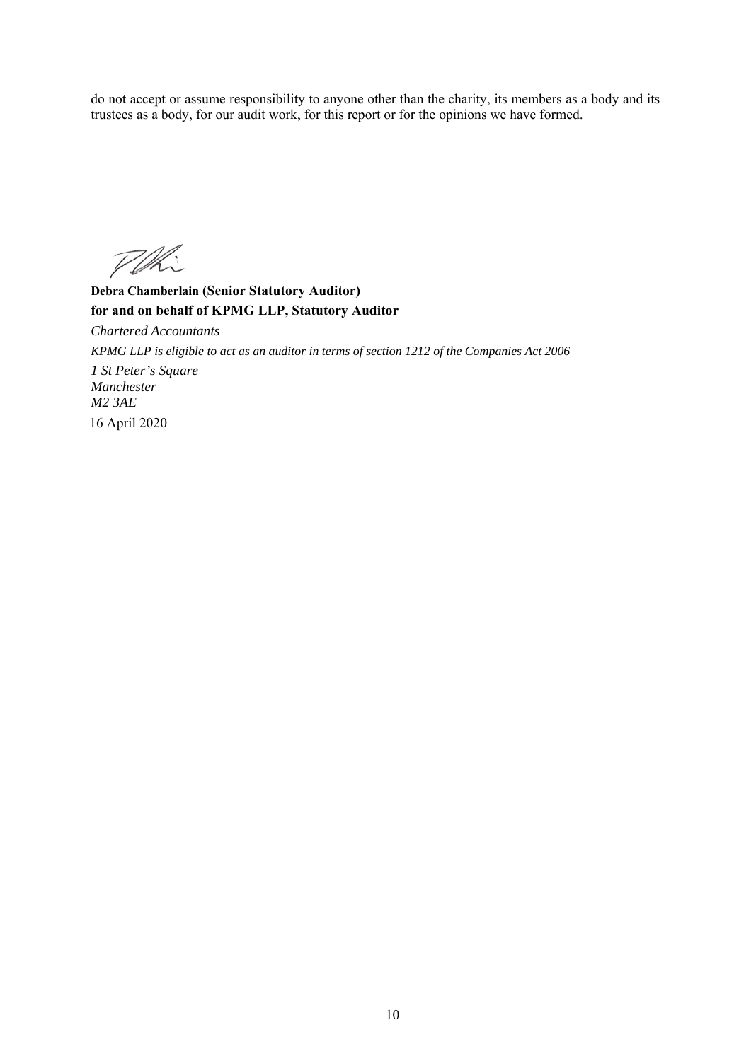do not accept or assume responsibility to anyone other than the charity, its members as a body and its trustees as a body, for our audit work, for this report or for the opinions we have formed.

**Debra Chamberlain (Senior Statutory Auditor)**
**for and on behalf of KPMG LLP, Statutory Auditor**

*Chartered Accountants*

*KPMG LLP is eligible to act as an auditor in terms of section 1212 of the Companies Act 2006*

*1 St Peter's Square*
*Manchester*
*M2 3AE*

16 April 2020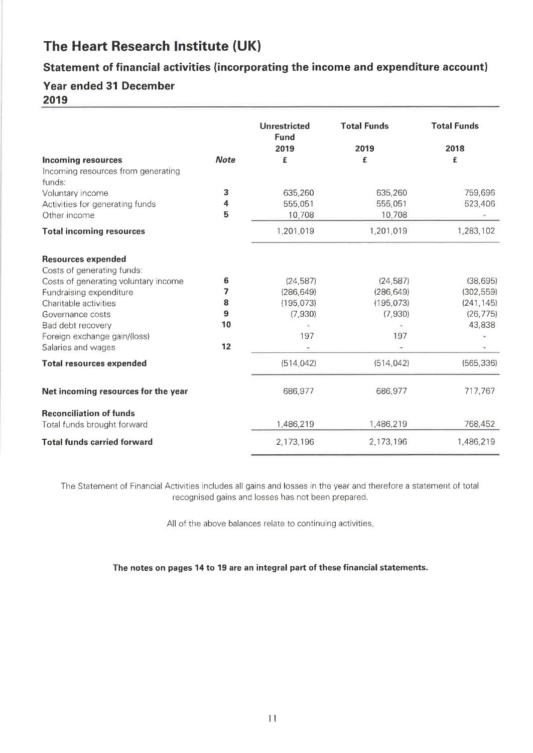# The Heart Research Institute (UK)

## Statement of financial activities (incorporating the income and expenditure account)

### Year ended 31 December 2019

| | Note | Unrestricted Fund 2019 £ | Total Funds 2019 £ | Total Funds 2018 £ |
|---|---|---|---|---|
| **Incoming resources** | | | | |
| Incoming resources from generating funds: | | | | |
| Voluntary income | 3 | 635,260 | 635,260 | 759,696 |
| Activities for generating funds | 4 | 555,051 | 555,051 | 523,406 |
| Other income | 5 | 10,708 | 10,708 | - |
| **Total incoming resources** | | 1,201,019 | 1,201,019 | 1,283,102 |
| **Resources expended** | | | | |
| Costs of generating funds: | | | | |
| Costs of generating voluntary income | 6 | (24,587) | (24,587) | (38,695) |
| Fundraising expenditure | 7 | (286,649) | (286,649) | (302,559) |
| Charitable activities | 8 | (195,073) | (195,073) | (241,145) |
| Governance costs | 9 | (7,930) | (7,930) | (26,775) |
| Bad debt recovery | 10 | - | - | 43,838 |
| Foreign exchange gain/(loss) | | 197 | 197 | - |
| Salaries and wages | 12 | - | - | - |
| **Total resources expended** | | (514,042) | (514,042) | (565,336) |
| **Net incoming resources for the year** | | 686,977 | 686,977 | 717,767 |
| **Reconciliation of funds** | | | | |
| Total funds brought forward | | 1,486,219 | 1,486,219 | 768,452 |
| **Total funds carried forward** | | 2,173,196 | 2,173,196 | 1,486,219 |

The Statement of Financial Activities includes all gains and losses in the year and therefore a statement of total recognised gains and losses has not been prepared.

All of the above balances relate to continuing activities.

**The notes on pages 14 to 19 are an integral part of these financial statements.**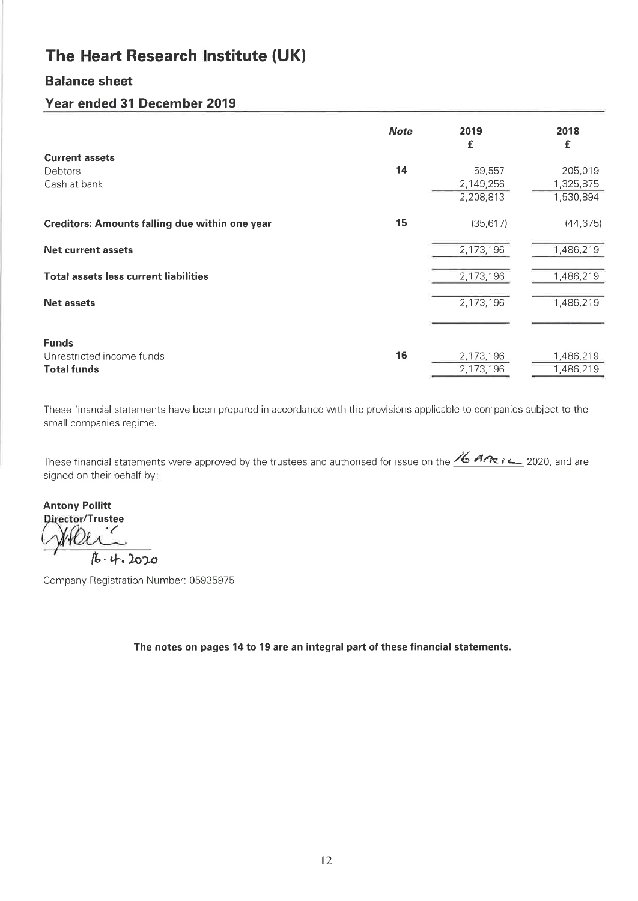# The Heart Research Institute (UK)

## Balance sheet

### Year ended 31 December 2019

| | Note | 2019 £ | 2018 £ |
|---|---|---|---|
| **Current assets** | | | |
| Debtors | 14 | 59,557 | 205,019 |
| Cash at bank | | 2,149,256 | 1,325,875 |
| | | 2,208,813 | 1,530,894 |
| **Creditors: Amounts falling due within one year** | 15 | (35,617) | (44,675) |
| **Net current assets** | | 2,173,196 | 1,486,219 |
| **Total assets less current liabilities** | | 2,173,196 | 1,486,219 |
| **Net assets** | | 2,173,196 | 1,486,219 |
| **Funds** | | | |
| Unrestricted income funds | 16 | 2,173,196 | 1,486,219 |
| **Total funds** | | 2,173,196 | 1,486,219 |

These financial statements have been prepared in accordance with the provisions applicable to companies subject to the small companies regime.

These financial statements were approved by the trustees and authorised for issue on the 16 APRIL 2020, and are signed on their behalf by:

**Antony Pollitt**
**Director/Trustee**

16.4.2020

Company Registration Number: 05935975

**The notes on pages 14 to 19 are an integral part of these financial statements.**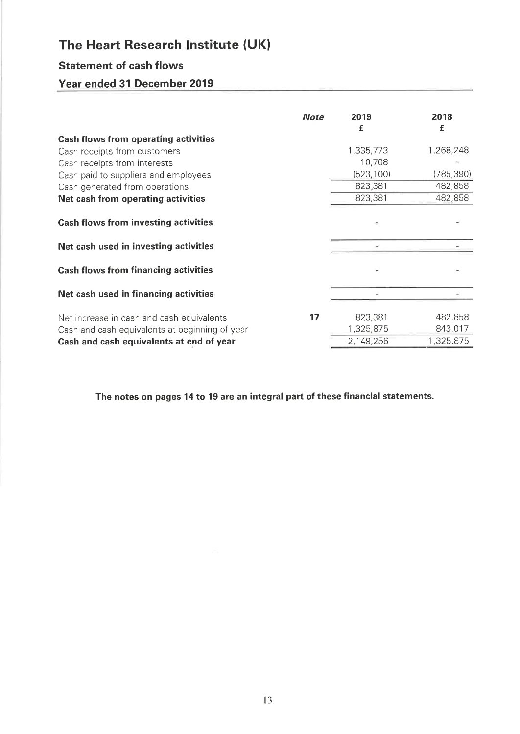# The Heart Research Institute (UK)

## Statement of cash flows

## Year ended 31 December 2019

| | *Note* | 2019<br>£ | 2018<br>£ |
|---|---|---|---|
| **Cash flows from operating activities** | | | |
| Cash receipts from customers | | 1,335,773 | 1,268,248 |
| Cash receipts from interests | | 10,708 | - |
| Cash paid to suppliers and employees | | (523,100) | (785,390) |
| Cash generated from operations | | 823,381 | 482,858 |
| **Net cash from operating activities** | | 823,381 | 482,858 |
| **Cash flows from investing activities** | | - | - |
| **Net cash used in investing activities** | | - | - |
| **Cash flows from financing activities** | | - | - |
| **Net cash used in financing activities** | | - | - |
| Net increase in cash and cash equivalents | **17** | 823,381 | 482,858 |
| Cash and cash equivalents at beginning of year | | 1,325,875 | 843,017 |
| **Cash and cash equivalents at end of year** | | 2,149,256 | 1,325,875 |

**The notes on pages 14 to 19 are an integral part of these financial statements.**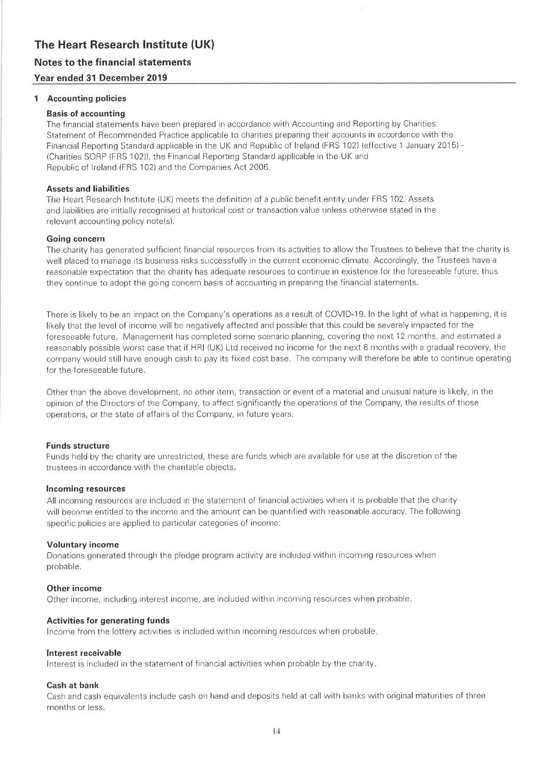# The Heart Research Institute (UK)

## Notes to the financial statements

### Year ended 31 December 2019

### 1 Accounting policies

**Basis of accounting**

The financial statements have been prepared in accordance with Accounting and Reporting by Charities: Statement of Recommended Practice applicable to charities preparing their accounts in accordance with the Financial Reporting Standard applicable in the UK and Republic of Ireland (FRS 102) (effective 1 January 2015) - (Charities SORP (FRS 102)), the Financial Reporting Standard applicable in the UK and Republic of Ireland (FRS 102) and the Companies Act 2006.

**Assets and liabilities**

The Heart Research Institute (UK) meets the definition of a public benefit entity under FRS 102. Assets and liabilities are initially recognised at historical cost or transaction value unless otherwise stated in the relevant accounting policy note(s).

**Going concern**

The charity has generated sufficient financial resources from its activities to allow the Trustees to believe that the charity is well placed to manage its business risks successfully in the current economic climate. Accordingly, the Trustees have a reasonable expectation that the charity has adequate resources to continue in existence for the foreseeable future, thus they continue to adopt the going concern basis of accounting in preparing the financial statements.

There is likely to be an impact on the Company's operations as a result of COVID-19. In the light of what is happening, it is likely that the level of income will be negatively affected and possible that this could be severely impacted for the foreseeable future. Management has completed some scenario planning, covering the next 12 months, and estimated a reasonably possible worst case that if HRI (UK) Ltd received no income for the next 6 months with a gradual recovery, the company would still have enough cash to pay its fixed cost base. The company will therefore be able to continue operating for the foreseeable future.

Other than the above development, no other item, transaction or event of a material and unusual nature is likely, in the opinion of the Directors of the Company, to affect significantly the operations of the Company, the results of those operations, or the state of affairs of the Company, in future years.

**Funds structure**

Funds held by the charity are unrestricted, these are funds which are available for use at the discretion of the trustees in accordance with the charitable objects.

**Incoming resources**

All incoming resources are included in the statement of financial activities when it is probable that the charity will become entitled to the income and the amount can be quantified with reasonable accuracy. The following specific policies are applied to particular categories of income:

**Voluntary income**

Donations generated through the pledge program activity are included within incoming resources when probable.

**Other income**

Other income, including interest income, are included within incoming resources when probable.

**Activities for generating funds**

Income from the lottery activities is included within incoming resources when probable.

**Interest receivable**

Interest is included in the statement of financial activities when probable by the charity.

**Cash at bank**

Cash and cash equivalents include cash on hand and deposits held at call with banks with original maturities of three months or less.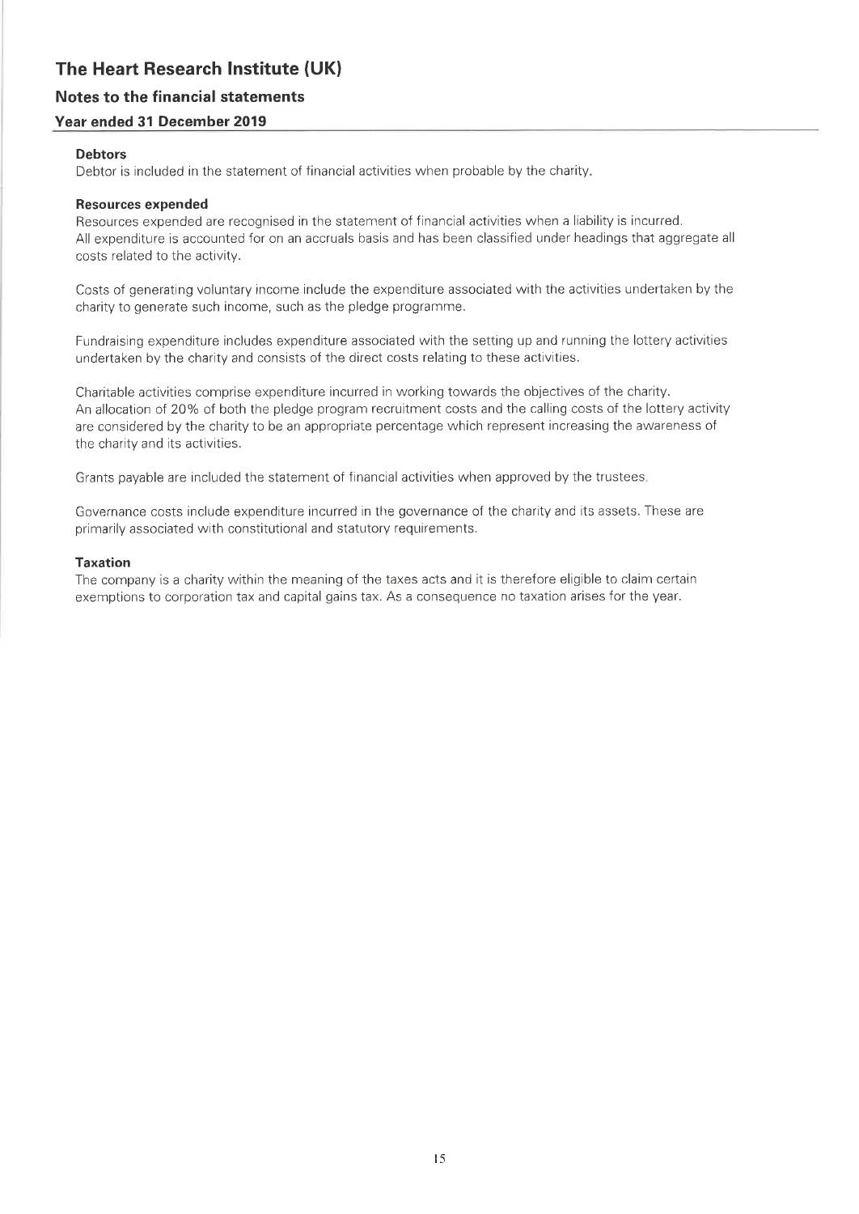# The Heart Research Institute (UK)

## Notes to the financial statements

### Year ended 31 December 2019

**Debtors**

Debtor is included in the statement of financial activities when probable by the charity.

**Resources expended**

Resources expended are recognised in the statement of financial activities when a liability is incurred. All expenditure is accounted for on an accruals basis and has been classified under headings that aggregate all costs related to the activity.

Costs of generating voluntary income include the expenditure associated with the activities undertaken by the charity to generate such income, such as the pledge programme.

Fundraising expenditure includes expenditure associated with the setting up and running the lottery activities undertaken by the charity and consists of the direct costs relating to these activities.

Charitable activities comprise expenditure incurred in working towards the objectives of the charity. An allocation of 20% of both the pledge program recruitment costs and the calling costs of the lottery activity are considered by the charity to be an appropriate percentage which represent increasing the awareness of the charity and its activities.

Grants payable are included the statement of financial activities when approved by the trustees.

Governance costs include expenditure incurred in the governance of the charity and its assets. These are primarily associated with constitutional and statutory requirements.

**Taxation**

The company is a charity within the meaning of the taxes acts and it is therefore eligible to claim certain exemptions to corporation tax and capital gains tax. As a consequence no taxation arises for the year.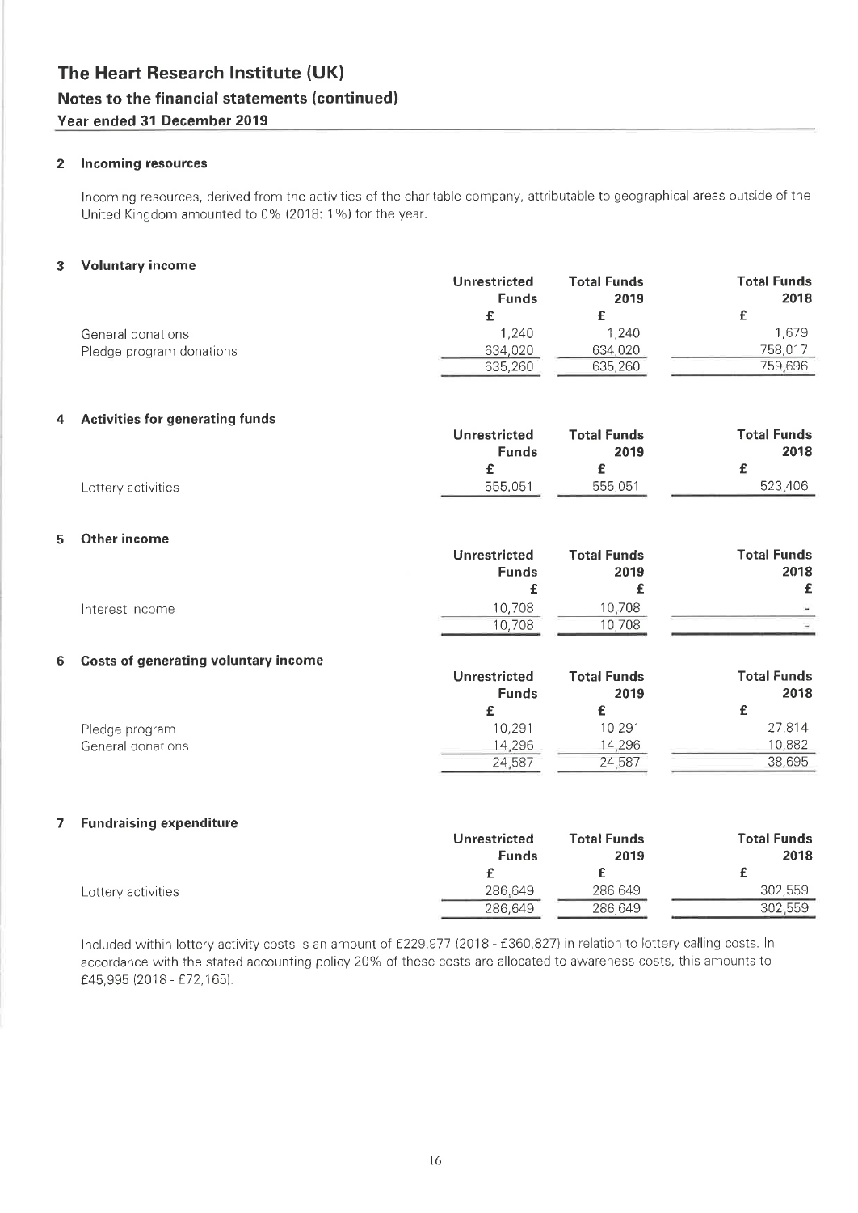# The Heart Research Institute (UK)

## Notes to the financial statements (continued)

### Year ended 31 December 2019

#### 2 Incoming resources

Incoming resources, derived from the activities of the charitable company, attributable to geographical areas outside of the United Kingdom amounted to 0% (2018: 1%) for the year.

#### 3 Voluntary income

| | Unrestricted Funds | Total Funds 2019 | Total Funds 2018 |
|---|---|---|---|
| | £ | £ | £ |
| General donations | 1,240 | 1,240 | 1,679 |
| Pledge program donations | 634,020 | 634,020 | 758,017 |
| | 635,260 | 635,260 | 759,696 |

#### 4 Activities for generating funds

| | Unrestricted Funds | Total Funds 2019 | Total Funds 2018 |
|---|---|---|---|
| | £ | £ | £ |
| Lottery activities | 555,051 | 555,051 | 523,406 |

#### 5 Other income

| | Unrestricted Funds | Total Funds 2019 | Total Funds 2018 |
|---|---|---|---|
| | £ | £ | £ |
| Interest income | 10,708 | 10,708 | - |
| | 10,708 | 10,708 | - |

#### 6 Costs of generating voluntary income

| | Unrestricted Funds | Total Funds 2019 | Total Funds 2018 |
|---|---|---|---|
| | £ | £ | £ |
| Pledge program | 10,291 | 10,291 | 27,814 |
| General donations | 14,296 | 14,296 | 10,882 |
| | 24,587 | 24,587 | 38,695 |

#### 7 Fundraising expenditure

| | Unrestricted Funds | Total Funds 2019 | Total Funds 2018 |
|---|---|---|---|
| | £ | £ | £ |
| Lottery activities | 286,649 | 286,649 | 302,559 |
| | 286,649 | 286,649 | 302,559 |

Included within lottery activity costs is an amount of £229,977 (2018 - £360,827) in relation to lottery calling costs. In accordance with the stated accounting policy 20% of these costs are allocated to awareness costs, this amounts to £45,995 (2018 - £72,165).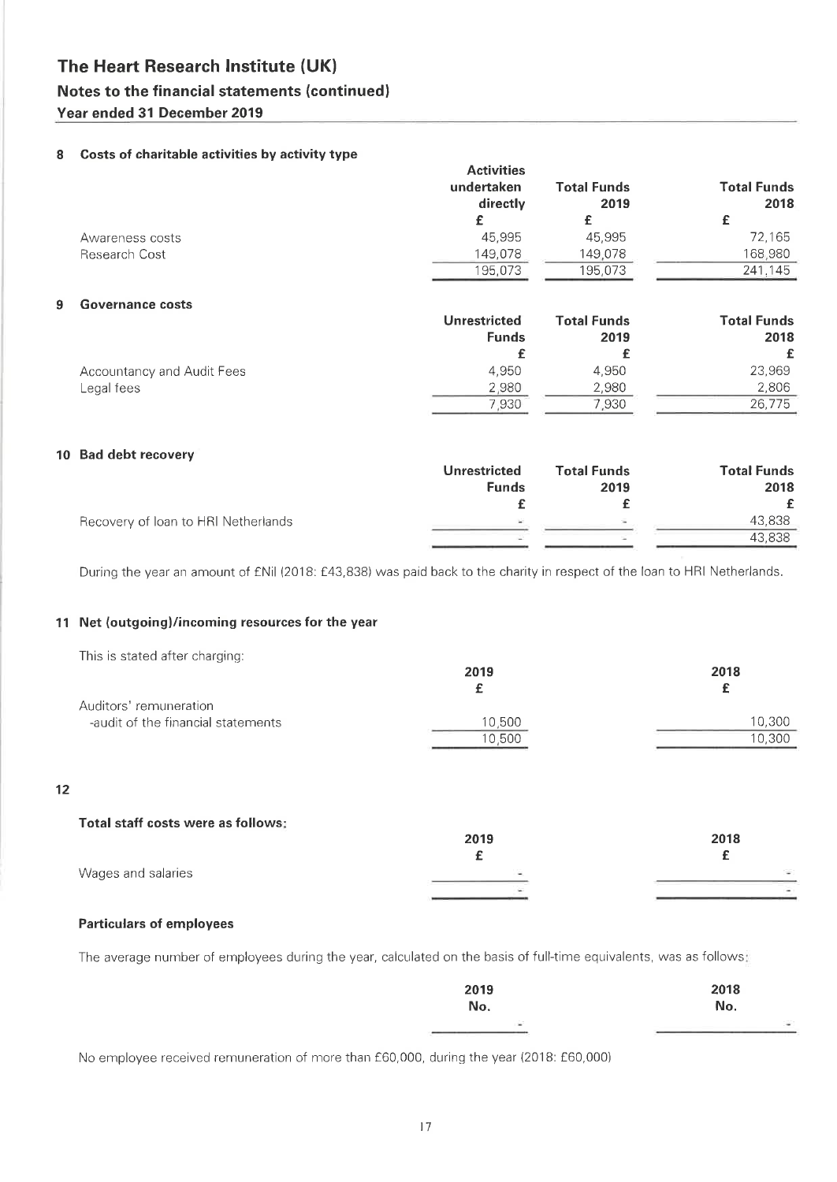# The Heart Research Institute (UK)

## Notes to the financial statements (continued)

**Year ended 31 December 2019**

### 8 Costs of charitable activities by activity type

| | Activities undertaken directly | Total Funds 2019 | Total Funds 2018 |
|---|---|---|---|
| | £ | £ | £ |
| Awareness costs | 45,995 | 45,995 | 72,165 |
| Research Cost | 149,078 | 149,078 | 168,980 |
| | 195,073 | 195,073 | 241,145 |

### 9 Governance costs

| | Unrestricted Funds | Total Funds 2019 | Total Funds 2018 |
|---|---|---|---|
| | £ | £ | £ |
| Accountancy and Audit Fees | 4,950 | 4,950 | 23,969 |
| Legal fees | 2,980 | 2,980 | 2,806 |
| | 7,930 | 7,930 | 26,775 |

### 10 Bad debt recovery

| | Unrestricted Funds | Total Funds 2019 | Total Funds 2018 |
|---|---|---|---|
| | £ | £ | £ |
| Recovery of loan to HRI Netherlands | - | - | 43,838 |
| | - | - | 43,838 |

During the year an amount of £Nil (2018: £43,838) was paid back to the charity in respect of the loan to HRI Netherlands.

### 11 Net (outgoing)/incoming resources for the year

This is stated after charging:

| | 2019 | 2018 |
|---|---|---|
| | £ | £ |
| Auditors' remuneration | | |
| -audit of the financial statements | 10,500 | 10,300 |
| | 10,500 | 10,300 |

### 12

**Total staff costs were as follows:**

| | 2019 | 2018 |
|---|---|---|
| | £ | £ |
| Wages and salaries | - | - |
| | - | - |

**Particulars of employees**

The average number of employees during the year, calculated on the basis of full-time equivalents, was as follows:

| | 2019 | 2018 |
|---|---|---|
| | No. | No. |
| | - | - |

No employee received remuneration of more than £60,000, during the year (2018: £60,000)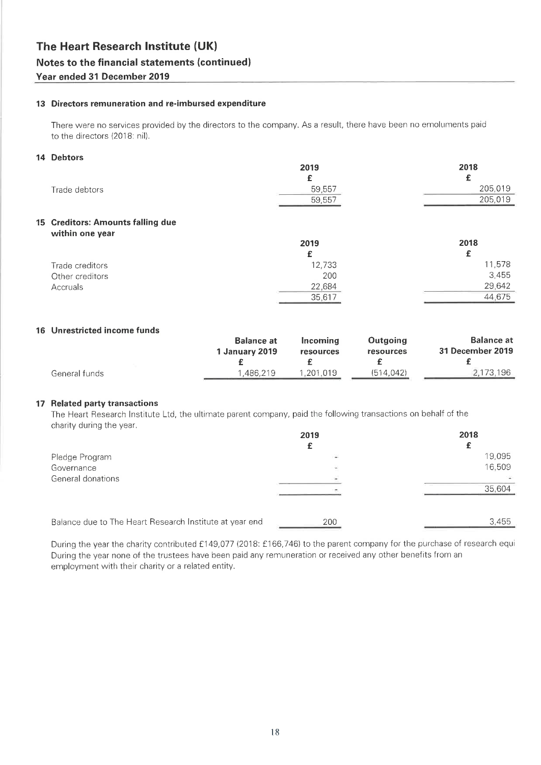# The Heart Research Institute (UK)

## Notes to the financial statements (continued)

### Year ended 31 December 2019

**13 Directors remuneration and re-imbursed expenditure**

There were no services provided by the directors to the company. As a result, there have been no emoluments paid to the directors (2018: nil).

**14 Debtors**

| | 2019 | 2018 |
|---|---|---|
| | £ | £ |
| Trade debtors | 59,557 | 205,019 |
| | 59,557 | 205,019 |

**15 Creditors: Amounts falling due within one year**

| | 2019 | 2018 |
|---|---|---|
| | £ | £ |
| Trade creditors | 12,733 | 11,578 |
| Other creditors | 200 | 3,455 |
| Accruals | 22,684 | 29,642 |
| | 35,617 | 44,675 |

**16 Unrestricted income funds**

| | Balance at 1 January 2019 | Incoming resources | Outgoing resources | Balance at 31 December 2019 |
|---|---|---|---|---|
| | £ | £ | £ | £ |
| General funds | 1,486,219 | 1,201,019 | (514,042) | 2,173,196 |

**17 Related party transactions**

The Heart Research Institute Ltd, the ultimate parent company, paid the following transactions on behalf of the charity during the year.

| | 2019 | 2018 |
|---|---|---|
| | £ | £ |
| Pledge Program | - | 19,095 |
| Governance | - | 16,509 |
| General donations | - | - |
| | - | 35,604 |
| | | |
| Balance due to The Heart Research Institute at year end | 200 | 3,455 |

During the year the charity contributed £149,077 (2018: £166,746) to the parent company for the purchase of research equi
During the year none of the trustees have been paid any remuneration or received any other benefits from an employment with their charity or a related entity.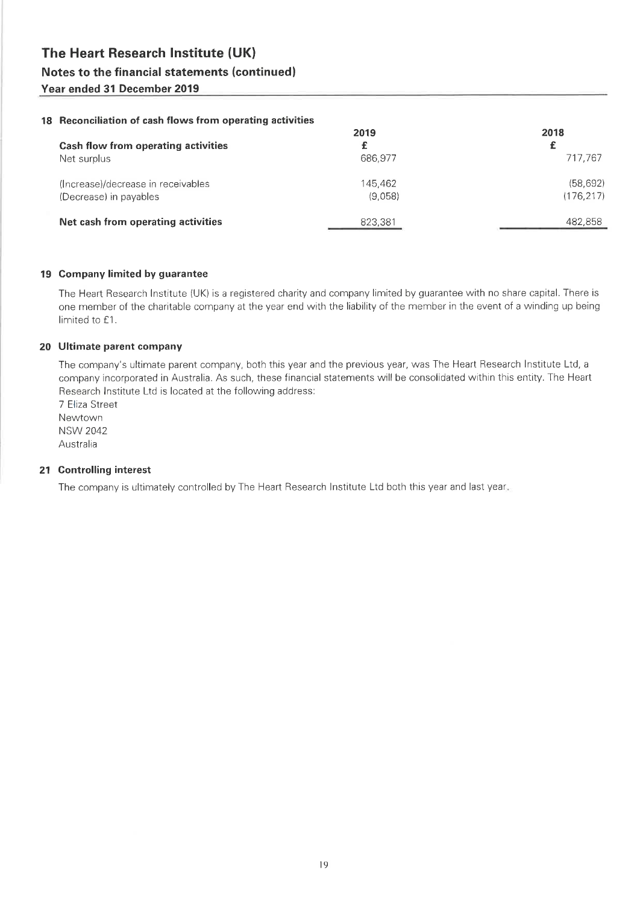# The Heart Research Institute (UK)

## Notes to the financial statements (continued)

### Year ended 31 December 2019

#### 18 Reconciliation of cash flows from operating activities

| | 2019 | 2018 |
|---|---|---|
| **Cash flow from operating activities** | **£** | **£** |
| Net surplus | 686,977 | 717,767 |
| (Increase)/decrease in receivables | 145,462 | (58,692) |
| (Decrease) in payables | (9,058) | (176,217) |
| **Net cash from operating activities** | 823,381 | 482,858 |

#### 19 Company limited by guarantee

The Heart Research Institute (UK) is a registered charity and company limited by guarantee with no share capital. There is one member of the charitable company at the year end with the liability of the member in the event of a winding up being limited to £1.

#### 20 Ultimate parent company

The company's ultimate parent company, both this year and the previous year, was The Heart Research Institute Ltd, a company incorporated in Australia. As such, these financial statements will be consolidated within this entity. The Heart Research Institute Ltd is located at the following address:
7 Eliza Street
Newtown
NSW 2042
Australia

#### 21 Controlling interest

The company is ultimately controlled by The Heart Research Institute Ltd both this year and last year.